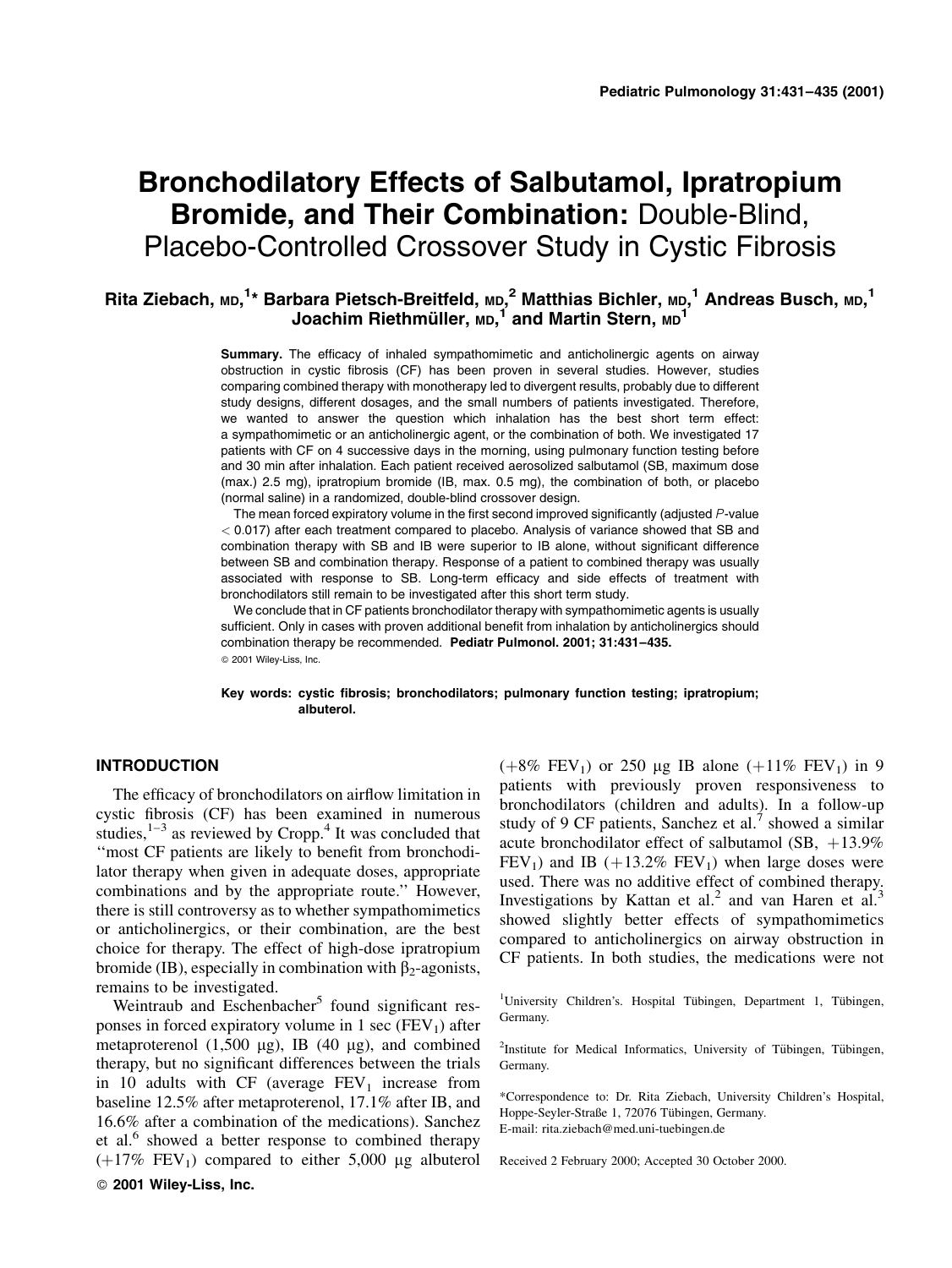# Bronchodilatory Effects of Salbutamol, Ipratropium Bromide, and Their Combination: Double-Blind, Placebo-Controlled Crossover Study in Cystic Fibrosis

**Rita Ziebach, MD,[1]* Barbara Pietsch-Breitfeld, MD,[2] Matthias Bichler, MD,[1] Andreas Busch, MD,[1] Joachim Riethmüller, MD,[1] and Martin Stern, MD[1]**

**Summary.** The efficacy of inhaled sympathomimetic and anticholinergic agents on airway obstruction in cystic fibrosis (CF) has been proven in several studies. However, studies comparing combined therapy with monotherapy led to divergent results, probably due to different study designs, different dosages, and the small numbers of patients investigated. Therefore, we wanted to answer the question which inhalation has the best short term effect: a sympathomimetic or an anticholinergic agent, or the combination of both. We investigated 17 patients with CF on 4 successive days in the morning, using pulmonary function testing before and 30 min after inhalation. Each patient received aerosolized salbutamol (SB, maximum dose (max.) 2.5 mg), ipratropium bromide (IB, max. 0.5 mg), the combination of both, or placebo (normal saline) in a randomized, double-blind crossover design.

The mean forced expiratory volume in the first second improved significantly (adjusted *P*-value $< 0.017$) after each treatment compared to placebo. Analysis of variance showed that SB and combination therapy with SB and IB were superior to IB alone, without significant difference between SB and combination therapy. Response of a patient to combined therapy was usually associated with response to SB. Long-term efficacy and side effects of treatment with bronchodilators still remain to be investigated after this short term study.

We conclude that in CF patients bronchodilator therapy with sympathomimetic agents is usually sufficient. Only in cases with proven additional benefit from inhalation by anticholinergics should combination therapy be recommended. **Pediatr Pulmonol. 2001; 31:431–435.**

© 2001 Wiley-Liss, Inc.

**Key words: cystic fibrosis; bronchodilators; pulmonary function testing; ipratropium; albuterol.**

## INTRODUCTION

The efficacy of bronchodilators on airflow limitation in cystic fibrosis (CF) has been examined in numerous studies,[1–3] as reviewed by Cropp.[4] It was concluded that "most CF patients are likely to benefit from bronchodilator therapy when given in adequate doses, appropriate combinations and by the appropriate route." However, there is still controversy as to whether sympathomimetics or anticholinergics, or their combination, are the best choice for therapy. The effect of high-dose ipratropium bromide (IB), especially in combination with $\beta_2$-agonists, remains to be investigated.

Weintraub and Eschenbacher[5] found significant responses in forced expiratory volume in 1 sec ($FEV_1$) after metaproterenol (1,500 μg), IB (40 μg), and combined therapy, but no significant differences between the trials in 10 adults with CF (average $FEV_1$ increase from baseline 12.5% after metaproterenol, 17.1% after IB, and 16.6% after a combination of the medications). Sanchez et al.[6] showed a better response to combined therapy (+17% $FEV_1$) compared to either 5,000 μg albuterol (+8% $FEV_1$) or 250 μg IB alone (+11% $FEV_1$) in 9 patients with previously proven responsiveness to bronchodilators (children and adults). In a follow-up study of 9 CF patients, Sanchez et al.[7] showed a similar acute bronchodilator effect of salbutamol (SB, +13.9% $FEV_1$) and IB (+13.2% $FEV_1$) when large doses were used. There was no additive effect of combined therapy. Investigations by Kattan et al.[2] and van Haren et al.[3] showed slightly better effects of sympathomimetics compared to anticholinergics on airway obstruction in CF patients. In both studies, the medications were not

[1]University Children's. Hospital Tübingen, Department 1, Tübingen, Germany.

[2]Institute for Medical Informatics, University of Tübingen, Tübingen, Germany.

*Correspondence to: Dr. Rita Ziebach, University Children's Hospital, Hoppe-Seyler-Straße 1, 72076 Tübingen, Germany.
E-mail: rita.ziebach@med.uni-tuebingen.de

Received 2 February 2000; Accepted 30 October 2000.

© 2001 Wiley-Liss, Inc.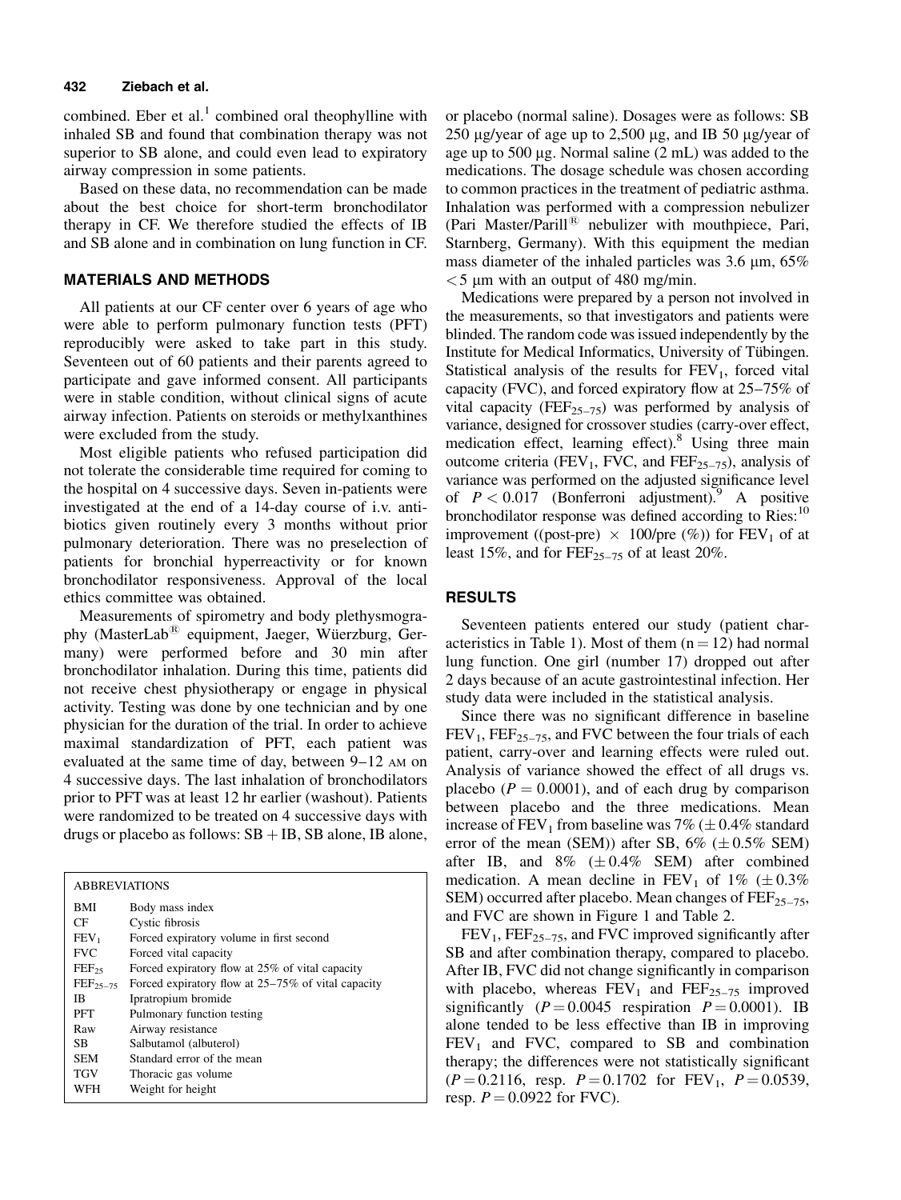combined. Eber et al.[1] combined oral theophylline with inhaled SB and found that combination therapy was not superior to SB alone, and could even lead to expiratory airway compression in some patients.

Based on these data, no recommendation can be made about the best choice for short-term bronchodilator therapy in CF. We therefore studied the effects of IB and SB alone and in combination on lung function in CF.

## MATERIALS AND METHODS

All patients at our CF center over 6 years of age who were able to perform pulmonary function tests (PFT) reproducibly were asked to take part in this study. Seventeen out of 60 patients and their parents agreed to participate and gave informed consent. All participants were in stable condition, without clinical signs of acute airway infection. Patients on steroids or methylxanthines were excluded from the study.

Most eligible patients who refused participation did not tolerate the considerable time required for coming to the hospital on 4 successive days. Seven in-patients were investigated at the end of a 14-day course of i.v. antibiotics given routinely every 3 months without prior pulmonary deterioration. There was no preselection of patients for bronchial hyperreactivity or for known bronchodilator responsiveness. Approval of the local ethics committee was obtained.

Measurements of spirometry and body plethysmography (MasterLab® equipment, Jaeger, Wüerzburg, Germany) were performed before and 30 min after bronchodilator inhalation. During this time, patients did not receive chest physiotherapy or engage in physical activity. Testing was done by one technician and by one physician for the duration of the trial. In order to achieve maximal standardization of PFT, each patient was evaluated at the same time of day, between 9–12 AM on 4 successive days. The last inhalation of bronchodilators prior to PFT was at least 12 hr earlier (washout). Patients were randomized to be treated on 4 successive days with drugs or placebo as follows: SB + IB, SB alone, IB alone, or placebo (normal saline). Dosages were as follows: SB 250 μg/year of age up to 2,500 μg, and IB 50 μg/year of age up to 500 μg. Normal saline (2 mL) was added to the medications. The dosage schedule was chosen according to common practices in the treatment of pediatric asthma. Inhalation was performed with a compression nebulizer (Pari Master/Parill® nebulizer with mouthpiece, Pari, Starnberg, Germany). With this equipment the median mass diameter of the inhaled particles was 3.6 μm, 65% < 5 μm with an output of 480 mg/min.

Medications were prepared by a person not involved in the measurements, so that investigators and patients were blinded. The random code was issued independently by the Institute for Medical Informatics, University of Tübingen. Statistical analysis of the results for $FEV_1$, forced vital capacity (FVC), and forced expiratory flow at 25–75% of vital capacity ($FEF_{25-75}$) was performed by analysis of variance, designed for crossover studies (carry-over effect, medication effect, learning effect).[8] Using three main outcome criteria ($FEV_1$, FVC, and $FEF_{25-75}$), analysis of variance was performed on the adjusted significance level of $P < 0.017$ (Bonferroni adjustment).[9] A positive bronchodilator response was defined according to Ries:[10] improvement ((post-pre) × 100/pre (%)) for $FEV_1$ of at least 15%, and for $FEF_{25-75}$ of at least 20%.

| ABBREVIATIONS | |
|---|---|
| BMI | Body mass index |
| CF | Cystic fibrosis |
| $FEV_1$ | Forced expiratory volume in first second |
| FVC | Forced vital capacity |
| $FEF_{25}$ | Forced expiratory flow at 25% of vital capacity |
| $FEF_{25-75}$ | Forced expiratory flow at 25–75% of vital capacity |
| IB | Ipratropium bromide |
| PFT | Pulmonary function testing |
| Raw | Airway resistance |
| SB | Salbutamol (albuterol) |
| SEM | Standard error of the mean |
| TGV | Thoracic gas volume |
| WFH | Weight for height |

## RESULTS

Seventeen patients entered our study (patient characteristics in Table 1). Most of them (n = 12) had normal lung function. One girl (number 17) dropped out after 2 days because of an acute gastrointestinal infection. Her study data were included in the statistical analysis.

Since there was no significant difference in baseline $FEV_1$, $FEF_{25-75}$, and FVC between the four trials of each patient, carry-over and learning effects were ruled out. Analysis of variance showed the effect of all drugs vs. placebo ($P = 0.0001$), and of each drug by comparison between placebo and the three medications. Mean increase of $FEV_1$ from baseline was 7% (± 0.4% standard error of the mean (SEM)) after SB, 6% (± 0.5% SEM) after IB, and 8% (± 0.4% SEM) after combined medication. A mean decline in $FEV_1$ of 1% (± 0.3% SEM) occurred after placebo. Mean changes of $FEF_{25-75}$, and FVC are shown in Figure 1 and Table 2.

$FEV_1$, $FEF_{25-75}$, and FVC improved significantly after SB and after combination therapy, compared to placebo. After IB, FVC did not change significantly in comparison with placebo, whereas $FEV_1$ and $FEF_{25-75}$ improved significantly ($P = 0.0045$ respiration $P = 0.0001$). IB alone tended to be less effective than IB in improving $FEV_1$ and FVC, compared to SB and combination therapy; the differences were not statistically significant ($P = 0.2116$, resp. $P = 0.1702$ for $FEV_1$, $P = 0.0539$, resp. $P = 0.0922$ for FVC).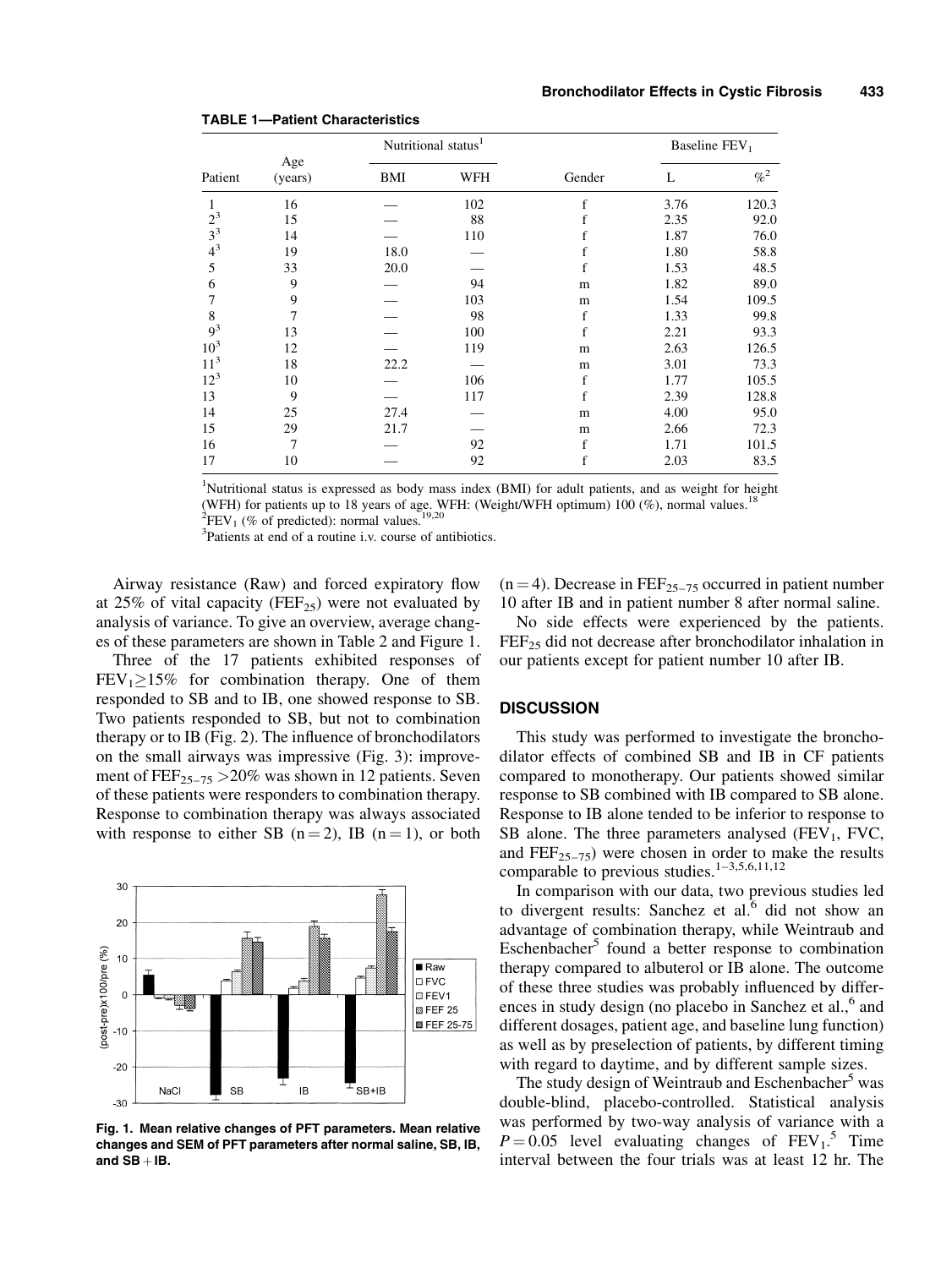**TABLE 1—Patient Characteristics**

| Patient | Age (years) | Nutritional status[1] | | Gender | Baseline $FEV_1$ | |
|---|---|---|---|---|---|---|
| | | BMI | WFH | | L | %[2] |
| 1 | 16 | — | 102 | f | 3.76 | 120.3 |
| 2[3] | 15 | — | 88 | f | 2.35 | 92.0 |
| 3[3] | 14 | — | 110 | f | 1.87 | 76.0 |
| 4[3] | 19 | 18.0 | — | f | 1.80 | 58.8 |
| 5 | 33 | 20.0 | — | f | 1.53 | 48.5 |
| 6 | 9 | — | 94 | m | 1.82 | 89.0 |
| 7 | 9 | — | 103 | m | 1.54 | 109.5 |
| 8 | 7 | — | 98 | f | 1.33 | 99.8 |
| 9[3] | 13 | — | 100 | f | 2.21 | 93.3 |
| 10[3] | 12 | — | 119 | m | 2.63 | 126.5 |
| 11[3] | 18 | 22.2 | — | m | 3.01 | 73.3 |
| 12[3] | 10 | — | 106 | f | 1.77 | 105.5 |
| 13 | 9 | — | 117 | f | 2.39 | 128.8 |
| 14 | 25 | 27.4 | — | m | 4.00 | 95.0 |
| 15 | 29 | 21.7 | — | m | 2.66 | 72.3 |
| 16 | 7 | — | 92 | f | 1.71 | 101.5 |
| 17 | 10 | — | 92 | f | 2.03 | 83.5 |

[1]Nutritional status is expressed as body mass index (BMI) for adult patients, and as weight for height (WFH) for patients up to 18 years of age. WFH: (Weight/WFH optimum) 100 (%), normal values.[18]
[2]$FEV_1$ (% of predicted): normal values.[19,20]
[3]Patients at end of a routine i.v. course of antibiotics.

Airway resistance (Raw) and forced expiratory flow at 25% of vital capacity ($FEF_{25}$) were not evaluated by analysis of variance. To give an overview, average changes of these parameters are shown in Table 2 and Figure 1.

Three of the 17 patients exhibited responses of $FEV_1 \geq 15\%$ for combination therapy. One of them responded to SB and to IB, one showed response to SB. Two patients responded to SB, but not to combination therapy or to IB (Fig. 2). The influence of bronchodilators on the small airways was impressive (Fig. 3): improvement of $FEF_{25-75} > 20\%$ was shown in 12 patients. Seven of these patients were responders to combination therapy. Response to combination therapy was always associated with response to either SB (n = 2), IB (n = 1), or both (n = 4). Decrease in $FEF_{25-75}$ occurred in patient number 10 after IB and in patient number 8 after normal saline.

No side effects were experienced by the patients. $FEF_{25}$ did not decrease after bronchodilator inhalation in our patients except for patient number 10 after IB.

**Fig. 1. Mean relative changes of PFT parameters. Mean relative changes and SEM of PFT parameters after normal saline, SB, IB, and SB + IB.**

## DISCUSSION

This study was performed to investigate the bronchodilator effects of combined SB and IB in CF patients compared to monotherapy. Our patients showed similar response to SB combined with IB compared to SB alone. Response to IB alone tended to be inferior to response to SB alone. The three parameters analysed ($FEV_1$, FVC, and $FEF_{25-75}$) were chosen in order to make the results comparable to previous studies.[1–3,5,6,11,12]

In comparison with our data, two previous studies led to divergent results: Sanchez et al.[6] did not show an advantage of combination therapy, while Weintraub and Eschenbacher[5] found a better response to combination therapy compared to albuterol or IB alone. The outcome of these three studies was probably influenced by differences in study design (no placebo in Sanchez et al.,[6] and different dosages, patient age, and baseline lung function) as well as by preselection of patients, by different timing with regard to daytime, and by different sample sizes.

The study design of Weintraub and Eschenbacher[5] was double-blind, placebo-controlled. Statistical analysis was performed by two-way analysis of variance with a $P = 0.05$ level evaluating changes of $FEV_1$.[5] Time interval between the four trials was at least 12 hr. The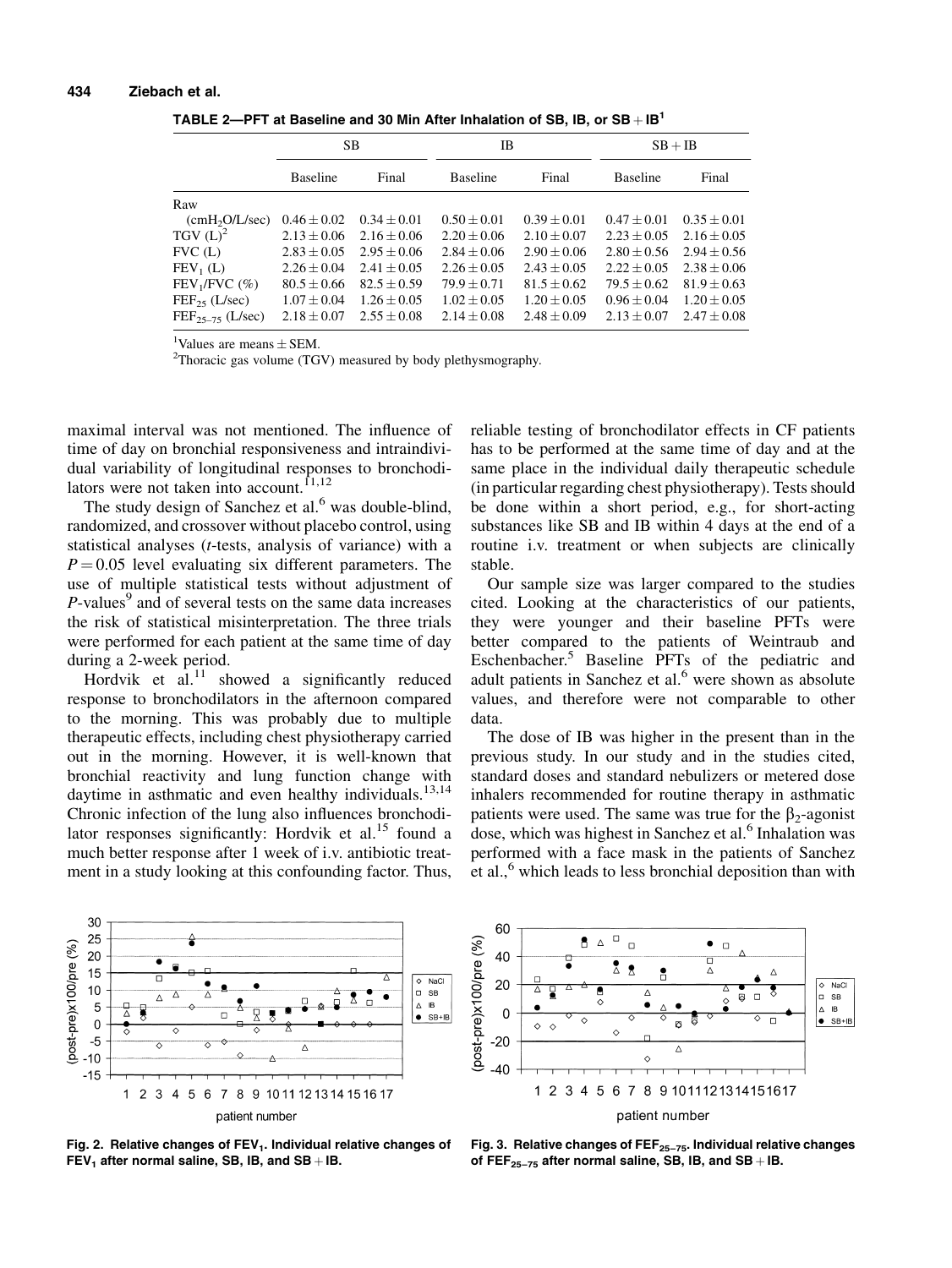**TABLE 2—PFT at Baseline and 30 Min After Inhalation of SB, IB, or SB + IB[1]**

| | SB | | IB | | SB + IB | |
|---|---|---|---|---|---|---|
| | Baseline | Final | Baseline | Final | Baseline | Final |
| Raw ($cmH_2O$/L/sec) | 0.46 ± 0.02 | 0.34 ± 0.01 | 0.50 ± 0.01 | 0.39 ± 0.01 | 0.47 ± 0.01 | 0.35 ± 0.01 |
| TGV (L)[2] | 2.13 ± 0.06 | 2.16 ± 0.06 | 2.20 ± 0.06 | 2.10 ± 0.07 | 2.23 ± 0.05 | 2.16 ± 0.05 |
| FVC (L) | 2.83 ± 0.05 | 2.95 ± 0.06 | 2.84 ± 0.06 | 2.90 ± 0.06 | 2.80 ± 0.56 | 2.94 ± 0.56 |
| $FEV_1$ (L) | 2.26 ± 0.04 | 2.41 ± 0.05 | 2.26 ± 0.05 | 2.43 ± 0.05 | 2.22 ± 0.05 | 2.38 ± 0.06 |
| $FEV_1$/FVC (%) | 80.5 ± 0.66 | 82.5 ± 0.59 | 79.9 ± 0.71 | 81.5 ± 0.62 | 79.5 ± 0.62 | 81.9 ± 0.63 |
| $FEF_{25}$ (L/sec) | 1.07 ± 0.04 | 1.26 ± 0.05 | 1.02 ± 0.05 | 1.20 ± 0.05 | 0.96 ± 0.04 | 1.20 ± 0.05 |
| $FEF_{25-75}$ (L/sec) | 2.18 ± 0.07 | 2.55 ± 0.08 | 2.14 ± 0.08 | 2.48 ± 0.09 | 2.13 ± 0.07 | 2.47 ± 0.08 |

[1]Values are means ± SEM.
[2]Thoracic gas volume (TGV) measured by body plethysmography.

maximal interval was not mentioned. The influence of time of day on bronchial responsiveness and intraindividual variability of longitudinal responses to bronchodilators were not taken into account.[11,12]

The study design of Sanchez et al.[6] was double-blind, randomized, and crossover without placebo control, using statistical analyses (*t*-tests, analysis of variance) with a $P = 0.05$ level evaluating six different parameters. The use of multiple statistical tests without adjustment of *P*-values[9] and of several tests on the same data increases the risk of statistical misinterpretation. The three trials were performed for each patient at the same time of day during a 2-week period.

Hordvik et al.[11] showed a significantly reduced response to bronchodilators in the afternoon compared to the morning. This was probably due to multiple therapeutic effects, including chest physiotherapy carried out in the morning. However, it is well-known that bronchial reactivity and lung function change with daytime in asthmatic and even healthy individuals.[13,14] Chronic infection of the lung also influences bronchodilator responses significantly: Hordvik et al.[15] found a much better response after 1 week of i.v. antibiotic treatment in a study looking at this confounding factor. Thus, reliable testing of bronchodilator effects in CF patients has to be performed at the same time of day and at the same place in the individual daily therapeutic schedule (in particular regarding chest physiotherapy). Tests should be done within a short period, e.g., for short-acting substances like SB and IB within 4 days at the end of a routine i.v. treatment or when subjects are clinically stable.

Our sample size was larger compared to the studies cited. Looking at the characteristics of our patients, they were younger and their baseline PFTs were better compared to the patients of Weintraub and Eschenbacher.[5] Baseline PFTs of the pediatric and adult patients in Sanchez et al.[6] were shown as absolute values, and therefore were not comparable to other data.

The dose of IB was higher in the present than in the previous study. In our study and in the studies cited, standard doses and standard nebulizers or metered dose inhalers recommended for routine therapy in asthmatic patients were used. The same was true for the $\beta_2$-agonist dose, which was highest in Sanchez et al.[6] Inhalation was performed with a face mask in the patients of Sanchez et al.,[6] which leads to less bronchial deposition than with

**Fig. 2. Relative changes of $FEV_1$. Individual relative changes of $FEV_1$ after normal saline, SB, IB, and SB + IB.**

**Fig. 3. Relative changes of $FEF_{25-75}$. Individual relative changes of $FEF_{25-75}$ after normal saline, SB, IB, and SB + IB.**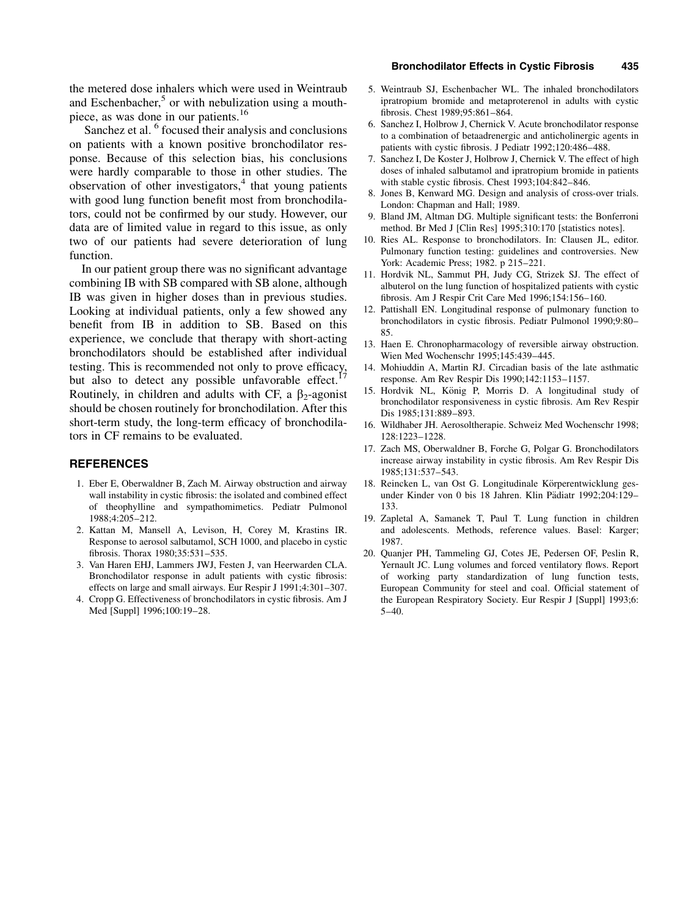the metered dose inhalers which were used in Weintraub and Eschenbacher,[5] or with nebulization using a mouthpiece, as was done in our patients.[16]

Sanchez et al. [6] focused their analysis and conclusions on patients with a known positive bronchodilator response. Because of this selection bias, his conclusions were hardly comparable to those in other studies. The observation of other investigators,[4] that young patients with good lung function benefit most from bronchodilators, could not be confirmed by our study. However, our data are of limited value in regard to this issue, as only two of our patients had severe deterioration of lung function.

In our patient group there was no significant advantage combining IB with SB compared with SB alone, although IB was given in higher doses than in previous studies. Looking at individual patients, only a few showed any benefit from IB in addition to SB. Based on this experience, we conclude that therapy with short-acting bronchodilators should be established after individual testing. This is recommended not only to prove efficacy, but also to detect any possible unfavorable effect.[17] Routinely, in children and adults with CF, a $\beta_2$-agonist should be chosen routinely for bronchodilation. After this short-term study, the long-term efficacy of bronchodilators in CF remains to be evaluated.

## REFERENCES

1. Eber E, Oberwaldner B, Zach M. Airway obstruction and airway wall instability in cystic fibrosis: the isolated and combined effect of theophylline and sympathomimetics. Pediatr Pulmonol 1988;4:205–212.
2. Kattan M, Mansell A, Levison, H, Corey M, Krastins IR. Response to aerosol salbutamol, SCH 1000, and placebo in cystic fibrosis. Thorax 1980;35:531–535.
3. Van Haren EHJ, Lammers JWJ, Festen J, van Heerwarden CLA. Bronchodilator response in adult patients with cystic fibrosis: effects on large and small airways. Eur Respir J 1991;4:301–307.
4. Cropp G. Effectiveness of bronchodilators in cystic fibrosis. Am J Med [Suppl] 1996;100:19–28.
5. Weintraub SJ, Eschenbacher WL. The inhaled bronchodilators ipratropium bromide and metaproterenol in adults with cystic fibrosis. Chest 1989;95:861–864.
6. Sanchez I, Holbrow J, Chernick V. Acute bronchodilator response to a combination of betaadrenergic and anticholinergic agents in patients with cystic fibrosis. J Pediatr 1992;120:486–488.
7. Sanchez I, De Koster J, Holbrow J, Chernick V. The effect of high doses of inhaled salbutamol and ipratropium bromide in patients with stable cystic fibrosis. Chest 1993;104:842–846.
8. Jones B, Kenward MG. Design and analysis of cross-over trials. London: Chapman and Hall; 1989.
9. Bland JM, Altman DG. Multiple significant tests: the Bonferroni method. Br Med J [Clin Res] 1995;310:170 [statistics notes].
10. Ries AL. Response to bronchodilators. In: Clausen JL, editor. Pulmonary function testing: guidelines and controversies. New York: Academic Press; 1982. p 215–221.
11. Hordvik NL, Sammut PH, Judy CG, Strizek SJ. The effect of albuterol on the lung function of hospitalized patients with cystic fibrosis. Am J Respir Crit Care Med 1996;154:156–160.
12. Pattishall EN. Longitudinal response of pulmonary function to bronchodilators in cystic fibrosis. Pediatr Pulmonol 1990;9:80–85.
13. Haen E. Chronopharmacology of reversible airway obstruction. Wien Med Wochenschr 1995;145:439–445.
14. Mohiuddin A, Martin RJ. Circadian basis of the late asthmatic response. Am Rev Respir Dis 1990;142:1153–1157.
15. Hordvik NL, König P, Morris D. A longitudinal study of bronchodilator responsiveness in cystic fibrosis. Am Rev Respir Dis 1985;131:889–893.
16. Wildhaber JH. Aerosoltherapie. Schweiz Med Wochenschr 1998; 128:1223–1228.
17. Zach MS, Oberwaldner B, Forche G, Polgar G. Bronchodilators increase airway instability in cystic fibrosis. Am Rev Respir Dis 1985;131:537–543.
18. Reincken L, van Ost G. Longitudinale Körperentwicklung gesunder Kinder von 0 bis 18 Jahren. Klin Pädiatr 1992;204:129–133.
19. Zapletal A, Samanek T, Paul T. Lung function in children and adolescents. Methods, reference values. Basel: Karger; 1987.
20. Quanjer PH, Tammeling GJ, Cotes JE, Pedersen OF, Peslin R, Yernault JC. Lung volumes and forced ventilatory flows. Report of working party standardization of lung function tests, European Community for steel and coal. Official statement of the European Respiratory Society. Eur Respir J [Suppl] 1993;6: 5–40.